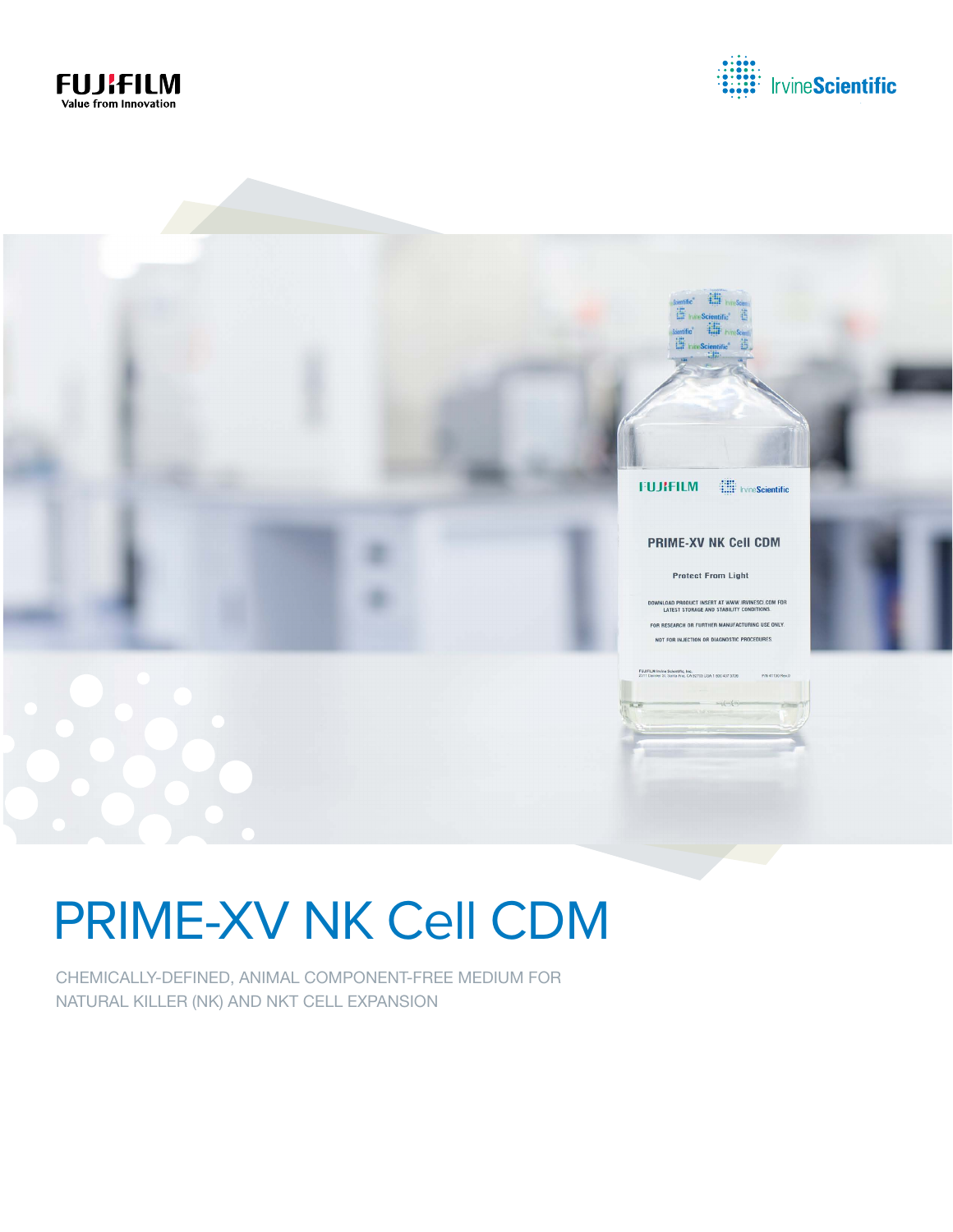FUJIFILM
Value from Innovation

IrvineScientific

# PRIME-XV NK Cell CDM

CHEMICALLY-DEFINED, ANIMAL COMPONENT-FREE MEDIUM FOR NATURAL KILLER (NK) AND NKT CELL EXPANSION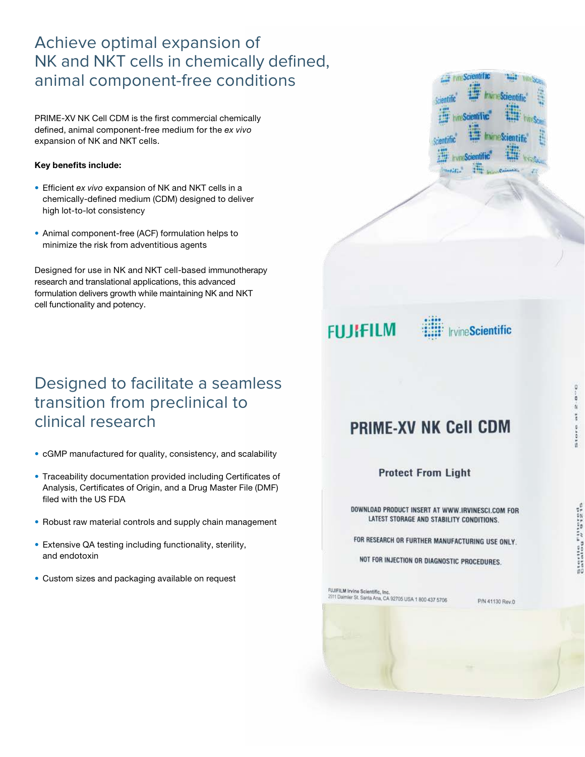# Achieve optimal expansion of NK and NKT cells in chemically defined, animal component-free conditions

PRIME-XV NK Cell CDM is the first commercial chemically defined, animal component-free medium for the *ex vivo* expansion of NK and NKT cells.

**Key benefits include:**

- Efficient *ex vivo* expansion of NK and NKT cells in a chemically-defined medium (CDM) designed to deliver high lot-to-lot consistency
- Animal component-free (ACF) formulation helps to minimize the risk from adventitious agents

Designed for use in NK and NKT cell-based immunotherapy research and translational applications, this advanced formulation delivers growth while maintaining NK and NKT cell functionality and potency.

# Designed to facilitate a seamless transition from preclinical to clinical research

- cGMP manufactured for quality, consistency, and scalability
- Traceability documentation provided including Certificates of Analysis, Certificates of Origin, and a Drug Master File (DMF) filed with the US FDA
- Robust raw material controls and supply chain management
- Extensive QA testing including functionality, sterility, and endotoxin
- Custom sizes and packaging available on request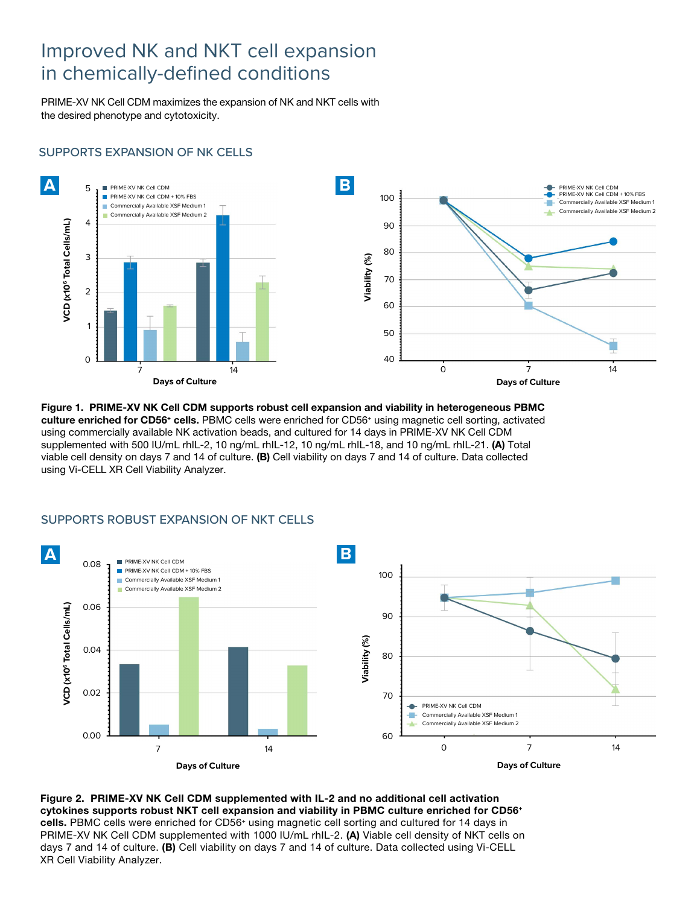# Improved NK and NKT cell expansion in chemically-defined conditions

PRIME-XV NK Cell CDM maximizes the expansion of NK and NKT cells with the desired phenotype and cytotoxicity.

## SUPPORTS EXPANSION OF NK CELLS

**Figure 1. PRIME-XV NK Cell CDM supports robust cell expansion and viability in heterogeneous PBMC culture enriched for CD56⁺ cells.** PBMC cells were enriched for CD56⁺ using magnetic cell sorting, activated using commercially available NK activation beads, and cultured for 14 days in PRIME-XV NK Cell CDM supplemented with 500 IU/mL rhIL-2, 10 ng/mL rhIL-12, 10 ng/mL rhIL-18, and 10 ng/mL rhIL-21. **(A)** Total viable cell density on days 7 and 14 of culture. **(B)** Cell viability on days 7 and 14 of culture. Data collected using Vi-CELL XR Cell Viability Analyzer.

## SUPPORTS ROBUST EXPANSION OF NKT CELLS

**Figure 2. PRIME-XV NK Cell CDM supplemented with IL-2 and no additional cell activation cytokines supports robust NKT cell expansion and viability in PBMC culture enriched for CD56⁺ cells.** PBMC cells were enriched for CD56⁺ using magnetic cell sorting and cultured for 14 days in PRIME-XV NK Cell CDM supplemented with 1000 IU/mL rhIL-2. **(A)** Viable cell density of NKT cells on days 7 and 14 of culture. **(B)** Cell viability on days 7 and 14 of culture. Data collected using Vi-CELL XR Cell Viability Analyzer.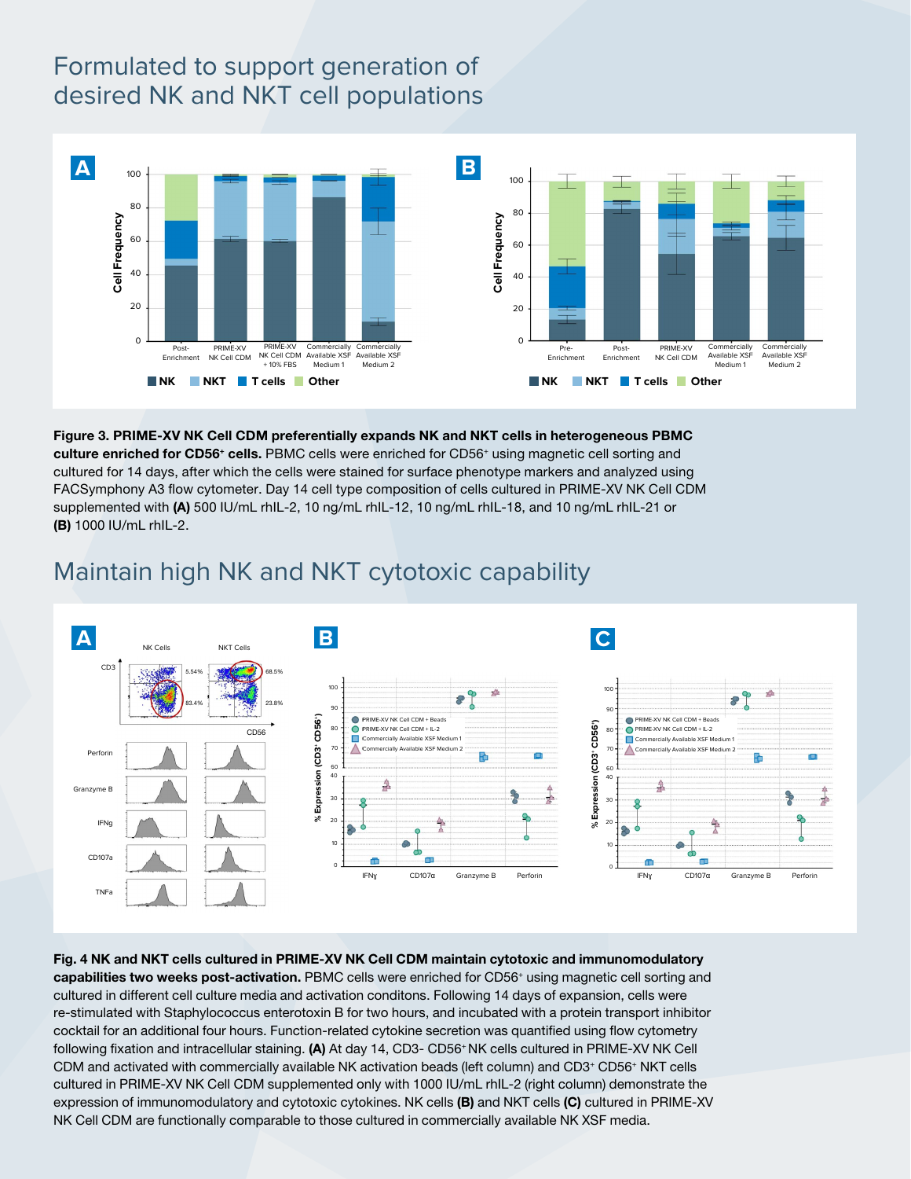## Formulated to support generation of desired NK and NKT cell populations

**Figure 3. PRIME-XV NK Cell CDM preferentially expands NK and NKT cells in heterogeneous PBMC culture enriched for CD56⁺ cells.** PBMC cells were enriched for CD56⁺ using magnetic cell sorting and cultured for 14 days, after which the cells were stained for surface phenotype markers and analyzed using FACSymphony A3 flow cytometer. Day 14 cell type composition of cells cultured in PRIME-XV NK Cell CDM supplemented with **(A)** 500 IU/mL rhIL-2, 10 ng/mL rhIL-12, 10 ng/mL rhIL-18, and 10 ng/mL rhIL-21 or **(B)** 1000 IU/mL rhIL-2.

## Maintain high NK and NKT cytotoxic capability

**Fig. 4 NK and NKT cells cultured in PRIME-XV NK Cell CDM maintain cytotoxic and immunomodulatory capabilities two weeks post-activation.** PBMC cells were enriched for CD56⁺ using magnetic cell sorting and cultured in different cell culture media and activation conditons. Following 14 days of expansion, cells were re-stimulated with Staphylococcus enterotoxin B for two hours, and incubated with a protein transport inhibitor cocktail for an additional four hours. Function-related cytokine secretion was quantified using flow cytometry following fixation and intracellular staining. **(A)** At day 14, CD3- CD56⁺NK cells cultured in PRIME-XV NK Cell CDM and activated with commercially available NK activation beads (left column) and CD3⁺ CD56⁺ NKT cells cultured in PRIME-XV NK Cell CDM supplemented only with 1000 IU/mL rhIL-2 (right column) demonstrate the expression of immunomodulatory and cytotoxic cytokines. NK cells **(B)** and NKT cells **(C)** cultured in PRIME-XV NK Cell CDM are functionally comparable to those cultured in commercially available NK XSF media.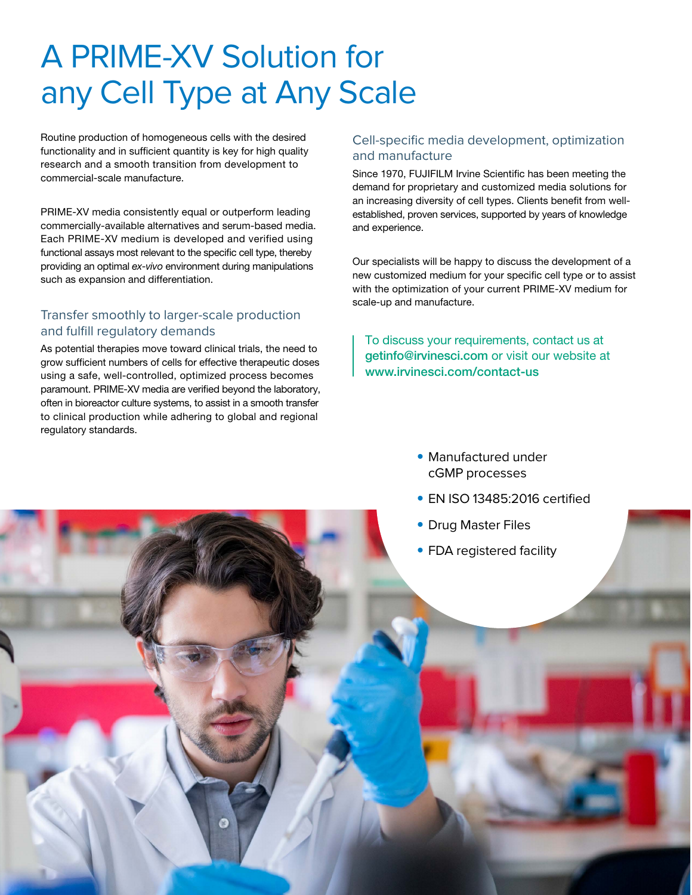# A PRIME-XV Solution for any Cell Type at Any Scale

Routine production of homogeneous cells with the desired functionality and in sufficient quantity is key for high quality research and a smooth transition from development to commercial-scale manufacture.

PRIME-XV media consistently equal or outperform leading commercially-available alternatives and serum-based media. Each PRIME-XV medium is developed and verified using functional assays most relevant to the specific cell type, thereby providing an optimal *ex-vivo* environment during manipulations such as expansion and differentiation.

## Transfer smoothly to larger-scale production and fulfill regulatory demands

As potential therapies move toward clinical trials, the need to grow sufficient numbers of cells for effective therapeutic doses using a safe, well-controlled, optimized process becomes paramount. PRIME-XV media are verified beyond the laboratory, often in bioreactor culture systems, to assist in a smooth transfer to clinical production while adhering to global and regional regulatory standards.

## Cell-specific media development, optimization and manufacture

Since 1970, FUJIFILM Irvine Scientific has been meeting the demand for proprietary and customized media solutions for an increasing diversity of cell types. Clients benefit from well-established, proven services, supported by years of knowledge and experience.

Our specialists will be happy to discuss the development of a new customized medium for your specific cell type or to assist with the optimization of your current PRIME-XV medium for scale-up and manufacture.

To discuss your requirements, contact us at **getinfo@irvinesci.com** or visit our website at **www.irvinesci.com/contact-us**

- Manufactured under cGMP processes
- EN ISO 13485:2016 certified
- Drug Master Files
- FDA registered facility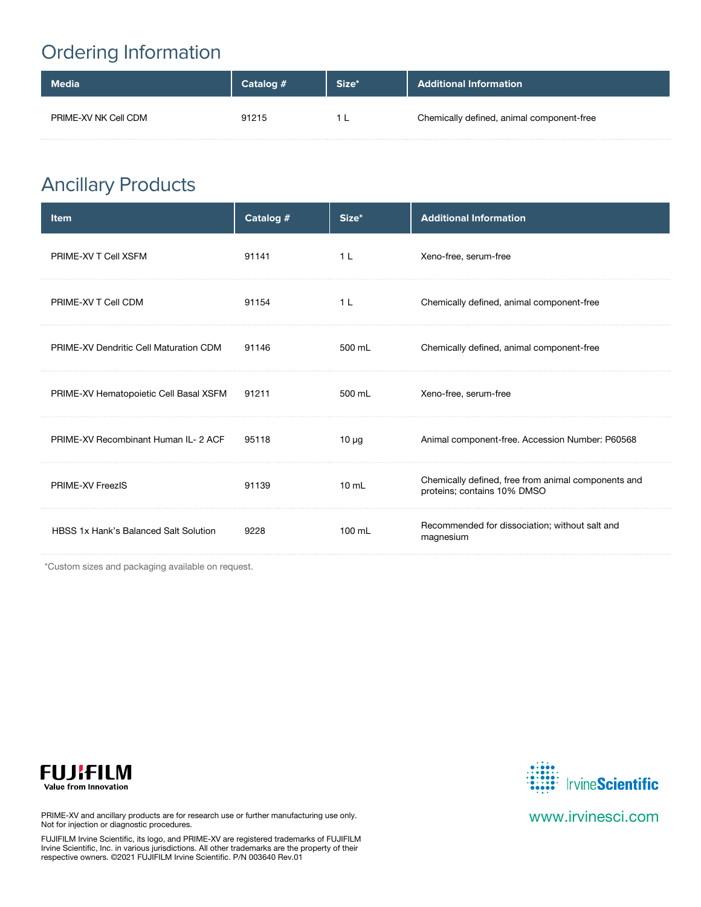## Ordering Information

| Media | Catalog # | Size* | Additional Information |
| --- | --- | --- | --- |
| PRIME-XV NK Cell CDM | 91215 | 1 L | Chemically defined, animal component-free |

## Ancillary Products

| Item | Catalog # | Size* | Additional Information |
| --- | --- | --- | --- |
| PRIME-XV T Cell XSFM | 91141 | 1 L | Xeno-free, serum-free |
| PRIME-XV T Cell CDM | 91154 | 1 L | Chemically defined, animal component-free |
| PRIME-XV Dendritic Cell Maturation CDM | 91146 | 500 mL | Chemically defined, animal component-free |
| PRIME-XV Hematopoietic Cell Basal XSFM | 91211 | 500 mL | Xeno-free, serum-free |
| PRIME-XV Recombinant Human IL- 2 ACF | 95118 | 10 µg | Animal component-free. Accession Number: P60568 |
| PRIME-XV FreezIS | 91139 | 10 mL | Chemically defined, free from animal components and proteins; contains 10% DMSO |
| HBSS 1x Hank's Balanced Salt Solution | 9228 | 100 mL | Recommended for dissociation; without salt and magnesium |

*Custom sizes and packaging available on request.

FUJIFILM
Value from Innovation

IrvineScientific

www.irvinesci.com

PRIME-XV and ancillary products are for research use or further manufacturing use only. Not for injection or diagnostic procedures.

FUJIFILM Irvine Scientific, its logo, and PRIME-XV are registered trademarks of FUJIFILM Irvine Scientific, Inc. in various jurisdictions. All other trademarks are the property of their respective owners. ©2021 FUJIFILM Irvine Scientific. P/N 003640 Rev.01